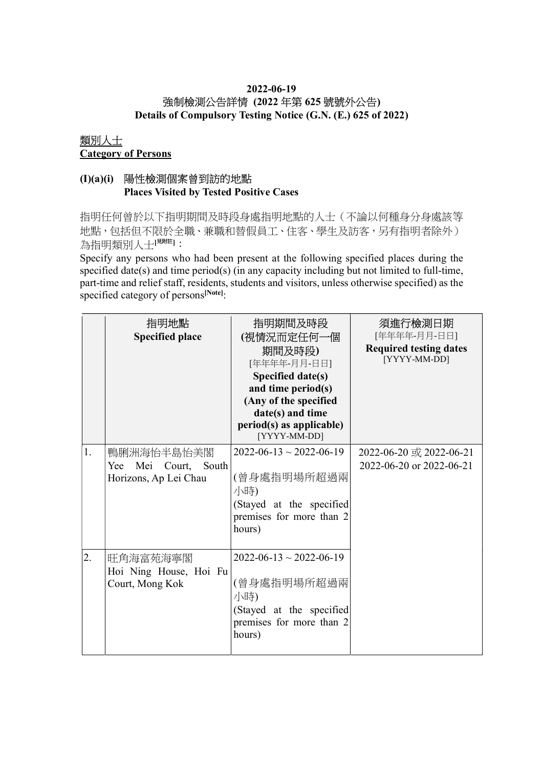**2022-06-19**
**強制檢測公告詳情 (2022 年第 625 號號外公告)**
**Details of Compulsory Testing Notice (G.N. (E.) 625 of 2022)**

**類別人士**
**Category of Persons**

**(I)(a)(i) 陽性檢測個案曾到訪的地點**
**Places Visited by Tested Positive Cases**

指明任何曾於以下指明期間及時段身處指明地點的人士（不論以何種身分身處該等地點，包括但不限於全職、兼職和替假員工、住客、學生及訪客，另有指明者除外）為指明類別人士[見附註]：

Specify any persons who had been present at the following specified places during the specified date(s) and time period(s) (in any capacity including but not limited to full-time, part-time and relief staff, residents, students and visitors, unless otherwise specified) as the specified category of persons[Note]:

| | 指明地點 **Specified place** | 指明期間及時段 (視情況而定任何一個期間及時段) [年年年年-月月-日日] **Specified date(s) and time period(s) (Any of the specified date(s) and time period(s) as applicable)** [YYYY-MM-DD] | 須進行檢測日期 [年年年年-月月-日日] **Required testing dates** [YYYY-MM-DD] |
|---|---|---|---|
| 1. | 鴨脷洲海怡半島怡美閣 Yee Mei Court, South Horizons, Ap Lei Chau | 2022-06-13 ~ 2022-06-19 (曾身處指明場所超過兩小時) (Stayed at the specified premises for more than 2 hours) | 2022-06-20 或 2022-06-21 2022-06-20 or 2022-06-21 |
| 2. | 旺角海富苑海寧閣 Hoi Ning House, Hoi Fu Court, Mong Kok | 2022-06-13 ~ 2022-06-19 (曾身處指明場所超過兩小時) (Stayed at the specified premises for more than 2 hours) | |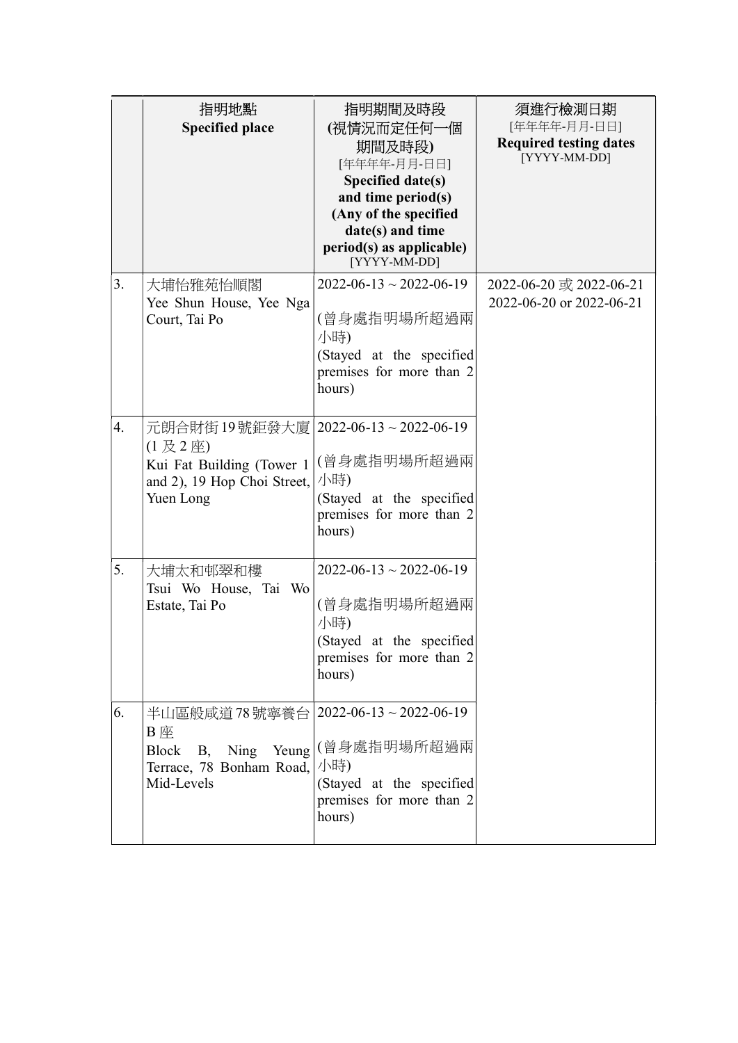| | 指明地點<br>**Specified place** | 指明期間及時段<br>**(視情況而定任何一個期間及時段)**<br>[年年年年-月月-日日]<br>**Specified date(s) and time period(s) (Any of the specified date(s) and time period(s) as applicable)**<br>[YYYY-MM-DD] | 須進行檢測日期<br>[年年年年-月月-日日]<br>**Required testing dates**<br>[YYYY-MM-DD] |
|---|---|---|---|
| 3. | 大埔怡雅苑怡順閣<br>Yee Shun House, Yee Nga Court, Tai Po | 2022-06-13 ~ 2022-06-19<br><br>(曾身處指明場所超過兩小時)<br>(Stayed at the specified premises for more than 2 hours) | 2022-06-20 或 2022-06-21<br>2022-06-20 or 2022-06-21 |
| 4. | 元朗合財街19號鉅發大廈(1 及 2 座)<br>Kui Fat Building (Tower 1 and 2), 19 Hop Choi Street, Yuen Long | 2022-06-13 ~ 2022-06-19<br><br>(曾身處指明場所超過兩小時)<br>(Stayed at the specified premises for more than 2 hours) | |
| 5. | 大埔太和邨翠和樓<br>Tsui Wo House, Tai Wo Estate, Tai Po | 2022-06-13 ~ 2022-06-19<br><br>(曾身處指明場所超過兩小時)<br>(Stayed at the specified premises for more than 2 hours) | |
| 6. | 半山區般咸道78號寧養台B座<br>Block B, Ning Yeung Terrace, 78 Bonham Road, Mid-Levels | 2022-06-13 ~ 2022-06-19<br><br>(曾身處指明場所超過兩小時)<br>(Stayed at the specified premises for more than 2 hours) | |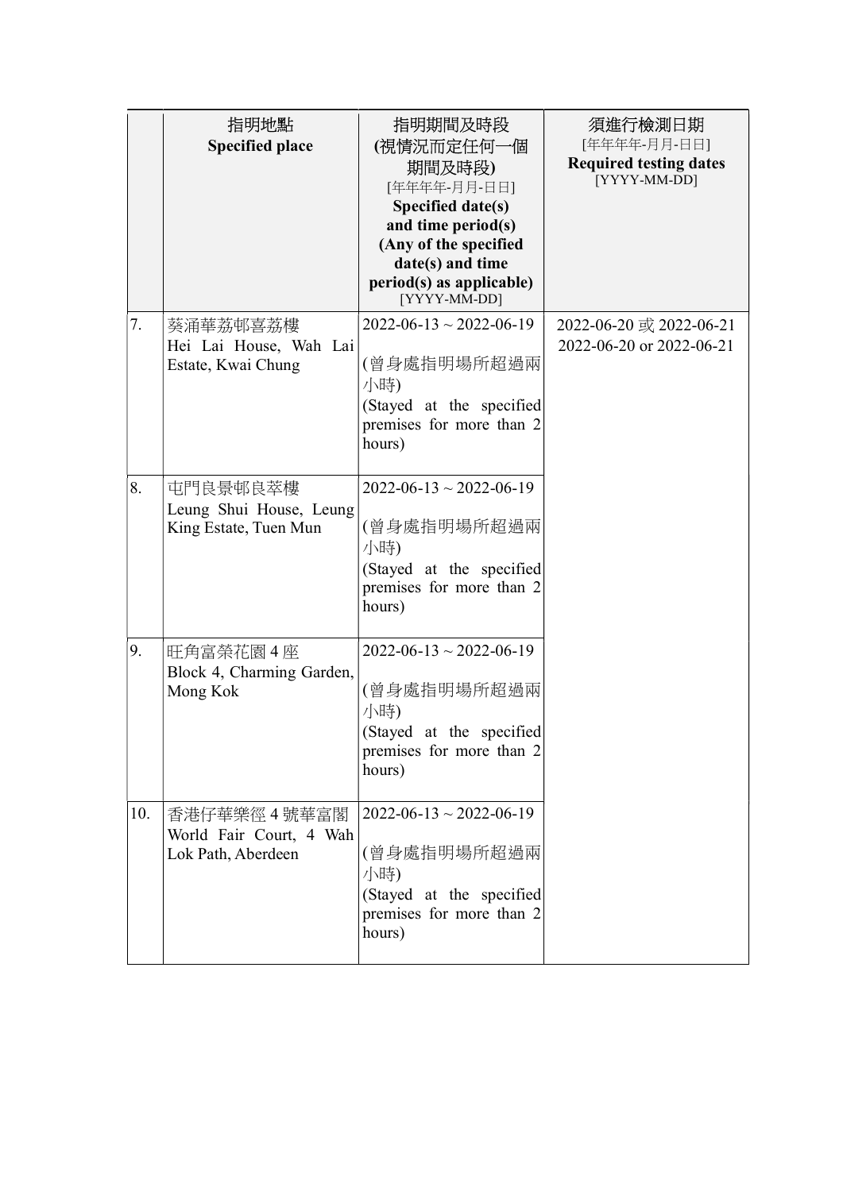| | 指明地點<br>**Specified place** | 指明期間及時段<br>**(視情況而定任何一個期間及時段)**<br>[年年年年-月月-日日]<br>**Specified date(s) and time period(s) (Any of the specified date(s) and time period(s) as applicable)**<br>[YYYY-MM-DD] | 須進行檢測日期<br>[年年年年-月月-日日]<br>**Required testing dates**<br>[YYYY-MM-DD] |
|---|---|---|---|
| 7. | 葵涌華荔邨喜荔樓<br>Hei Lai House, Wah Lai Estate, Kwai Chung | 2022-06-13 ~ 2022-06-19<br><br>(曾身處指明場所超過兩小時)<br>(Stayed at the specified premises for more than 2 hours) | 2022-06-20 或 2022-06-21<br>2022-06-20 or 2022-06-21 |
| 8. | 屯門良景邨良萃樓<br>Leung Shui House, Leung King Estate, Tuen Mun | 2022-06-13 ~ 2022-06-19<br><br>(曾身處指明場所超過兩小時)<br>(Stayed at the specified premises for more than 2 hours) | |
| 9. | 旺角富榮花園 4 座<br>Block 4, Charming Garden, Mong Kok | 2022-06-13 ~ 2022-06-19<br><br>(曾身處指明場所超過兩小時)<br>(Stayed at the specified premises for more than 2 hours) | |
| 10. | 香港仔華樂徑 4 號華富閣<br>World Fair Court, 4 Wah Lok Path, Aberdeen | 2022-06-13 ~ 2022-06-19<br><br>(曾身處指明場所超過兩小時)<br>(Stayed at the specified premises for more than 2 hours) | |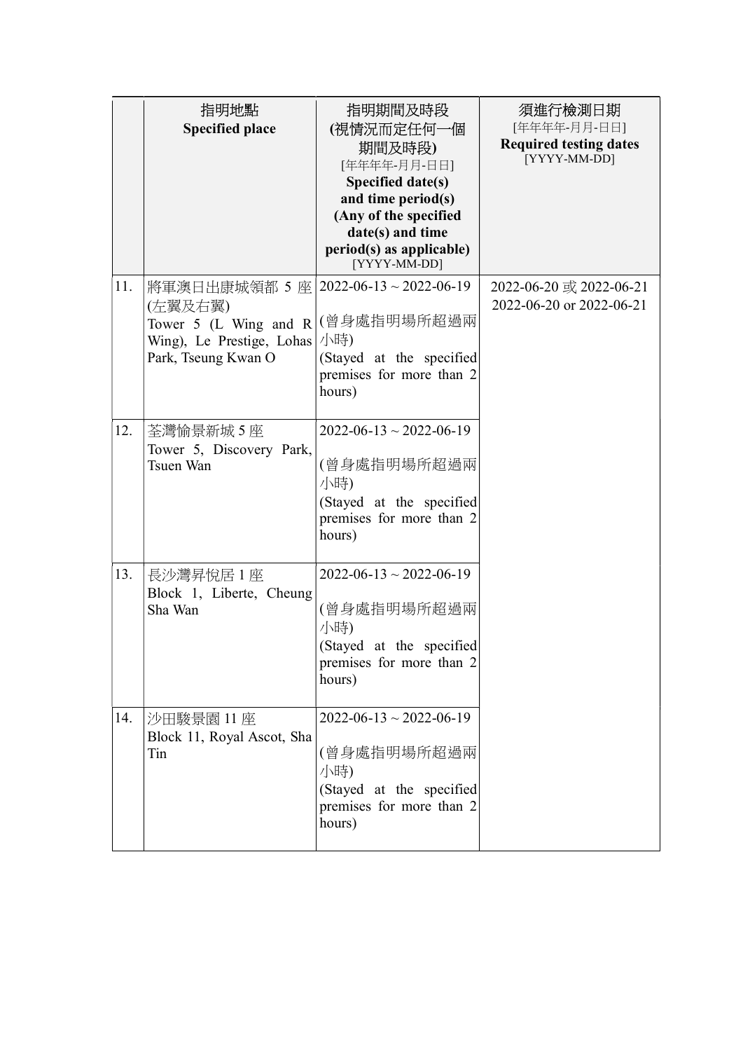| | 指明地點<br>**Specified place** | 指明期間及時段<br>**(視情況而定任何一個期間及時段)**<br>[年年年年-月月-日日]<br>**Specified date(s) and time period(s) (Any of the specified date(s) and time period(s) as applicable)**<br>[YYYY-MM-DD] | 須進行檢測日期<br>[年年年年-月月-日日]<br>**Required testing dates**<br>[YYYY-MM-DD] |
|---|---|---|---|
| 11. | 將軍澳日出康城領都 5 座 (左翼及右翼)<br>Tower 5 (L Wing and R Wing), Le Prestige, Lohas Park, Tseung Kwan O | 2022-06-13 ~ 2022-06-19<br>(曾身處指明場所超過兩小時)<br>(Stayed at the specified premises for more than 2 hours) | 2022-06-20 或 2022-06-21<br>2022-06-20 or 2022-06-21 |
| 12. | 荃灣愉景新城 5 座<br>Tower 5, Discovery Park, Tsuen Wan | 2022-06-13 ~ 2022-06-19<br>(曾身處指明場所超過兩小時)<br>(Stayed at the specified premises for more than 2 hours) | |
| 13. | 長沙灣昇悅居 1 座<br>Block 1, Liberte, Cheung Sha Wan | 2022-06-13 ~ 2022-06-19<br>(曾身處指明場所超過兩小時)<br>(Stayed at the specified premises for more than 2 hours) | |
| 14. | 沙田駿景園 11 座<br>Block 11, Royal Ascot, Sha Tin | 2022-06-13 ~ 2022-06-19<br>(曾身處指明場所超過兩小時)<br>(Stayed at the specified premises for more than 2 hours) | |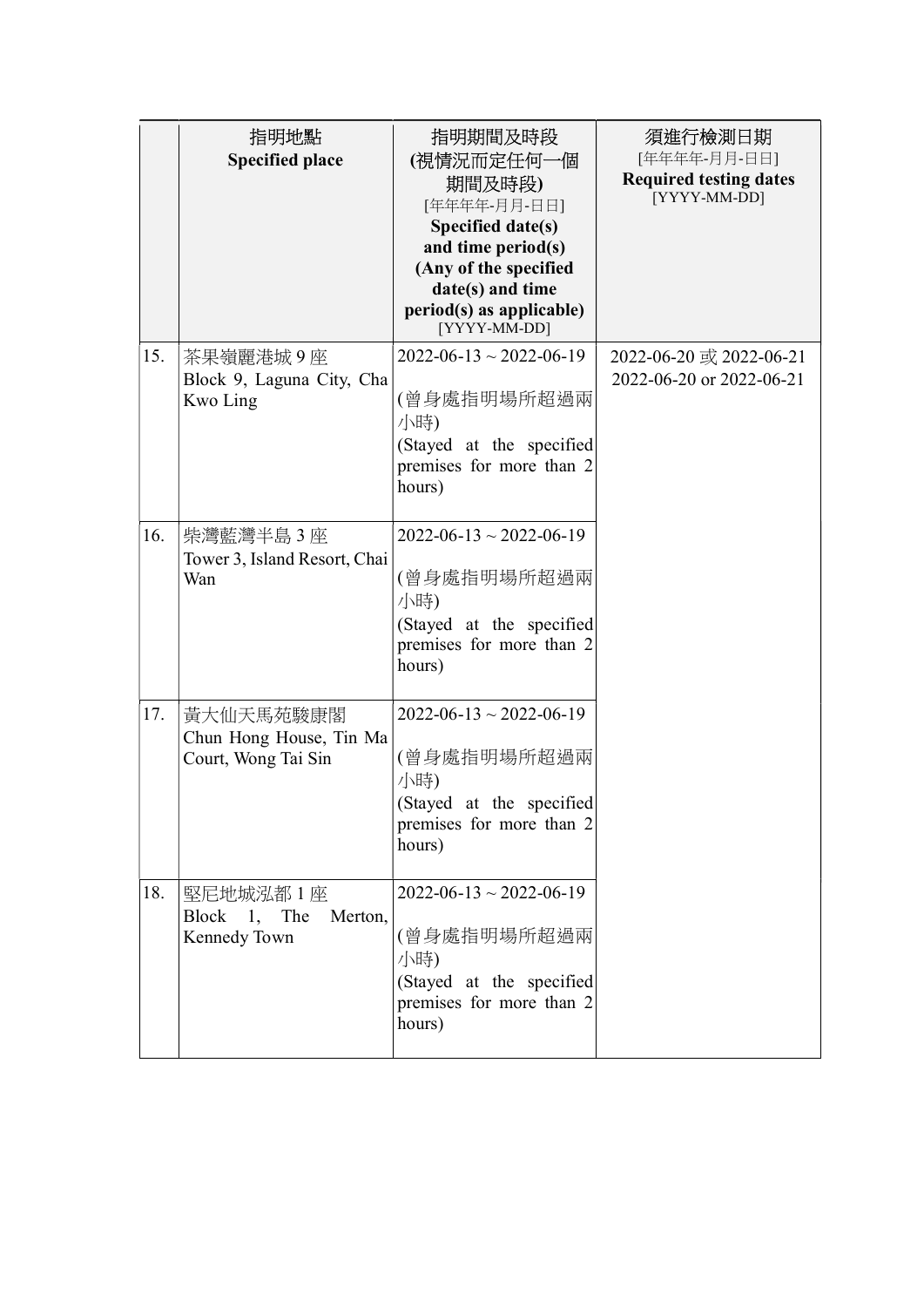| | 指明地點<br>**Specified place** | 指明期間及時段<br>**(視情況而定任何一個期間及時段)**<br>[年年年年-月月-日日]<br>**Specified date(s) and time period(s) (Any of the specified date(s) and time period(s) as applicable)**<br>[YYYY-MM-DD] | 須進行檢測日期<br>[年年年年-月月-日日]<br>**Required testing dates**<br>[YYYY-MM-DD] |
|---|---|---|---|
| 15. | 茶果嶺麗港城 9 座<br>Block 9, Laguna City, Cha Kwo Ling | 2022-06-13 ~ 2022-06-19<br><br>(曾身處指明場所超過兩小時)<br>(Stayed at the specified premises for more than 2 hours) | 2022-06-20 或 2022-06-21<br>2022-06-20 or 2022-06-21 |
| 16. | 柴灣藍灣半島 3 座<br>Tower 3, Island Resort, Chai Wan | 2022-06-13 ~ 2022-06-19<br><br>(曾身處指明場所超過兩小時)<br>(Stayed at the specified premises for more than 2 hours) | |
| 17. | 黃大仙天馬苑駿康閣<br>Chun Hong House, Tin Ma Court, Wong Tai Sin | 2022-06-13 ~ 2022-06-19<br><br>(曾身處指明場所超過兩小時)<br>(Stayed at the specified premises for more than 2 hours) | |
| 18. | 堅尼地城泓都 1 座<br>Block 1, The Merton, Kennedy Town | 2022-06-13 ~ 2022-06-19<br><br>(曾身處指明場所超過兩小時)<br>(Stayed at the specified premises for more than 2 hours) | |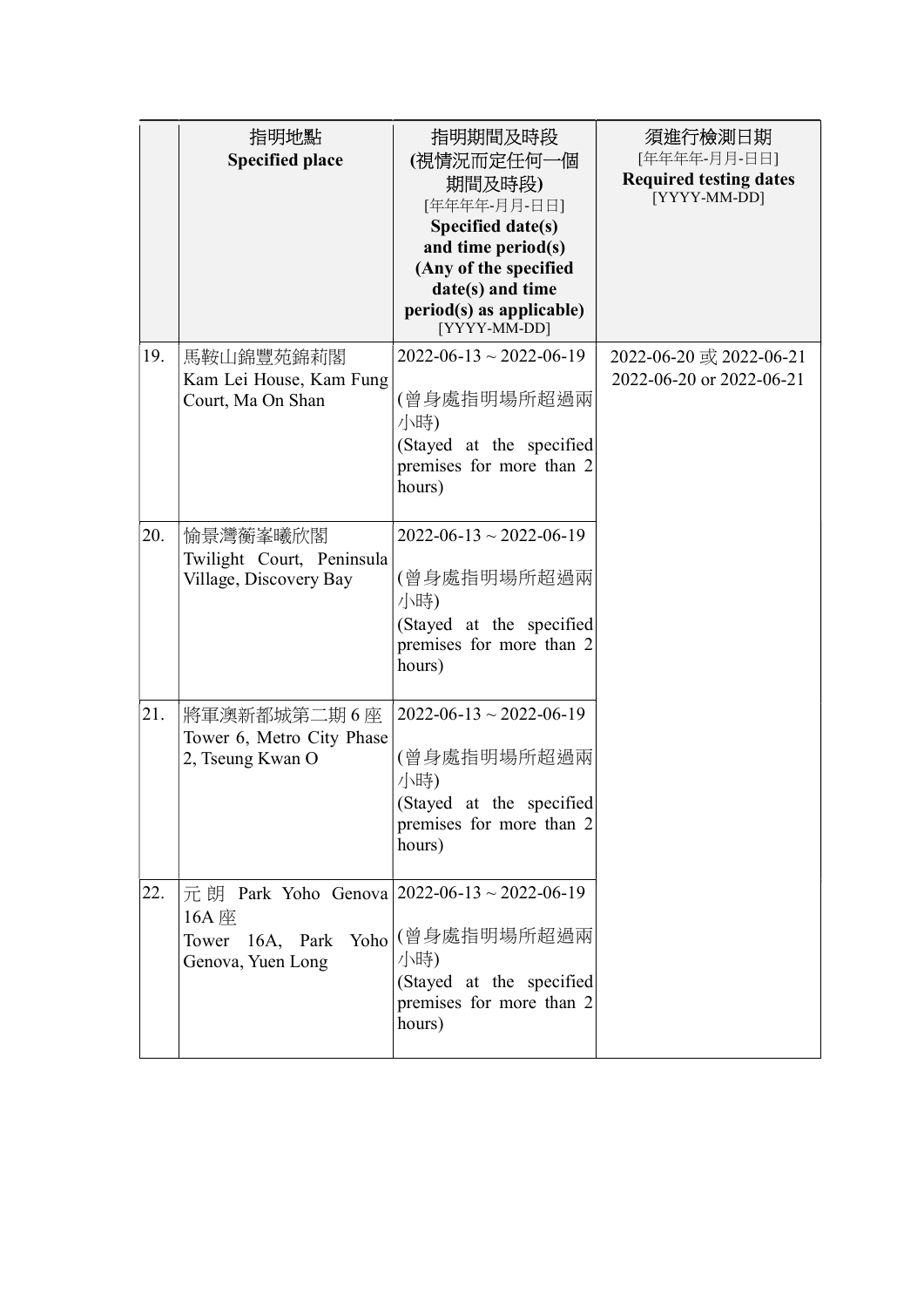| | 指明地點<br>**Specified place** | 指明期間及時段<br>**(視情況而定任何一個期間及時段)**<br>[年年年年-月月-日日]<br>**Specified date(s) and time period(s) (Any of the specified date(s) and time period(s) as applicable)**<br>[YYYY-MM-DD] | 須進行檢測日期<br>[年年年年-月月-日日]<br>**Required testing dates**<br>[YYYY-MM-DD] |
|---|---|---|---|
| 19. | 馬鞍山錦豐苑錦莉閣<br>Kam Lei House, Kam Fung Court, Ma On Shan | 2022-06-13 ~ 2022-06-19<br><br>(曾身處指明場所超過兩小時)<br>(Stayed at the specified premises for more than 2 hours) | 2022-06-20 或 2022-06-21<br>2022-06-20 or 2022-06-21 |
| 20. | 愉景灣蘅峯曦欣閣<br>Twilight Court, Peninsula Village, Discovery Bay | 2022-06-13 ~ 2022-06-19<br><br>(曾身處指明場所超過兩小時)<br>(Stayed at the specified premises for more than 2 hours) | |
| 21. | 將軍澳新都城第二期 6 座<br>Tower 6, Metro City Phase 2, Tseung Kwan O | 2022-06-13 ~ 2022-06-19<br><br>(曾身處指明場所超過兩小時)<br>(Stayed at the specified premises for more than 2 hours) | |
| 22. | 元朗 Park Yoho Genova 16A 座<br>Tower 16A, Park Yoho Genova, Yuen Long | 2022-06-13 ~ 2022-06-19<br><br>(曾身處指明場所超過兩小時)<br>(Stayed at the specified premises for more than 2 hours) | |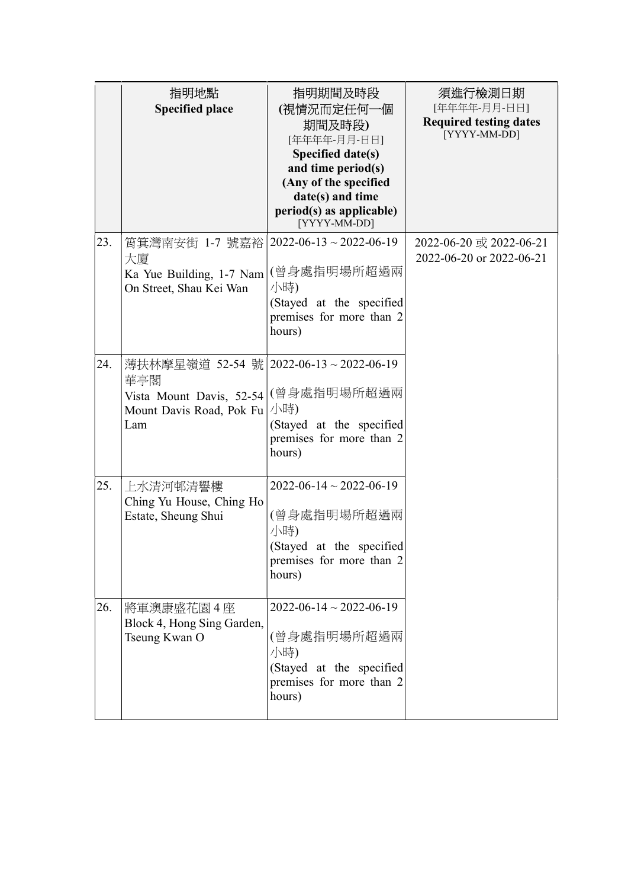| | 指明地點<br>**Specified place** | 指明期間及時段<br>**(視情況而定任何一個期間及時段)**<br>[年年年年-月月-日日]<br>**Specified date(s) and time period(s) (Any of the specified date(s) and time period(s) as applicable)**<br>[YYYY-MM-DD] | 須進行檢測日期<br>[年年年年-月月-日日]<br>**Required testing dates**<br>[YYYY-MM-DD] |
|---|---|---|---|
| 23. | 筲箕灣南安街 1-7 號嘉裕大廈<br>Ka Yue Building, 1-7 Nam On Street, Shau Kei Wan | 2022-06-13 ~ 2022-06-19<br><br>(曾身處指明場所超過兩小時)<br>(Stayed at the specified premises for more than 2 hours) | 2022-06-20 或 2022-06-21<br>2022-06-20 or 2022-06-21 |
| 24. | 薄扶林摩星嶺道 52-54 號華亭閣<br>Vista Mount Davis, 52-54 Mount Davis Road, Pok Fu Lam | 2022-06-13 ~ 2022-06-19<br><br>(曾身處指明場所超過兩小時)<br>(Stayed at the specified premises for more than 2 hours) | |
| 25. | 上水清河邨清譽樓<br>Ching Yu House, Ching Ho Estate, Sheung Shui | 2022-06-14 ~ 2022-06-19<br><br>(曾身處指明場所超過兩小時)<br>(Stayed at the specified premises for more than 2 hours) | |
| 26. | 將軍澳康盛花園 4 座<br>Block 4, Hong Sing Garden, Tseung Kwan O | 2022-06-14 ~ 2022-06-19<br><br>(曾身處指明場所超過兩小時)<br>(Stayed at the specified premises for more than 2 hours) | |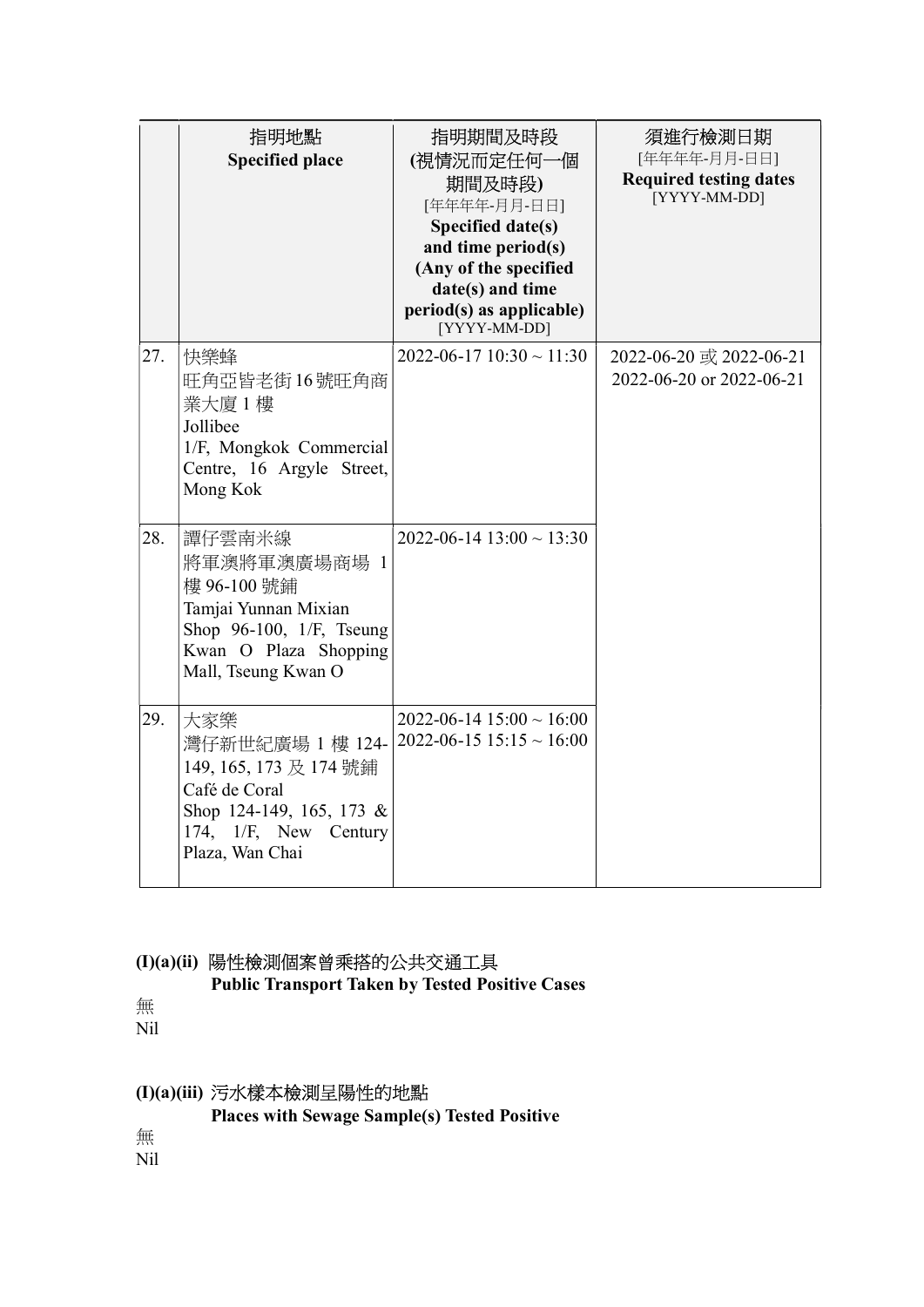| | 指明地點<br>**Specified place** | 指明期間及時段<br>**(視情況而定任何一個期間及時段)**<br>[年年年年-月月-日日]<br>**Specified date(s) and time period(s) (Any of the specified date(s) and time period(s) as applicable)**<br>[YYYY-MM-DD] | 須進行檢測日期<br>[年年年年-月月-日日]<br>**Required testing dates**<br>[YYYY-MM-DD] |
|---|---|---|---|
| 27. | 快樂蜂<br>旺角亞皆老街16號旺角商業大廈1樓<br>Jollibee<br>1/F, Mongkok Commercial Centre, 16 Argyle Street, Mong Kok | 2022-06-17 10:30 ~ 11:30 | 2022-06-20 或 2022-06-21<br>2022-06-20 or 2022-06-21 |
| 28. | 譚仔雲南米線<br>將軍澳將軍澳廣場商場 1 樓 96-100 號鋪<br>Tamjai Yunnan Mixian<br>Shop 96-100, 1/F, Tseung Kwan O Plaza Shopping Mall, Tseung Kwan O | 2022-06-14 13:00 ~ 13:30 | |
| 29. | 大家樂<br>灣仔新世紀廣場 1 樓 124-149, 165, 173 及 174 號鋪<br>Café de Coral<br>Shop 124-149, 165, 173 & 174, 1/F, New Century Plaza, Wan Chai | 2022-06-14 15:00 ~ 16:00<br>2022-06-15 15:15 ~ 16:00 | |

**(I)(a)(ii)** 陽性檢測個案曾乘搭的公共交通工具
**Public Transport Taken by Tested Positive Cases**

無
Nil

**(I)(a)(iii)** 污水樣本檢測呈陽性的地點
**Places with Sewage Sample(s) Tested Positive**

無
Nil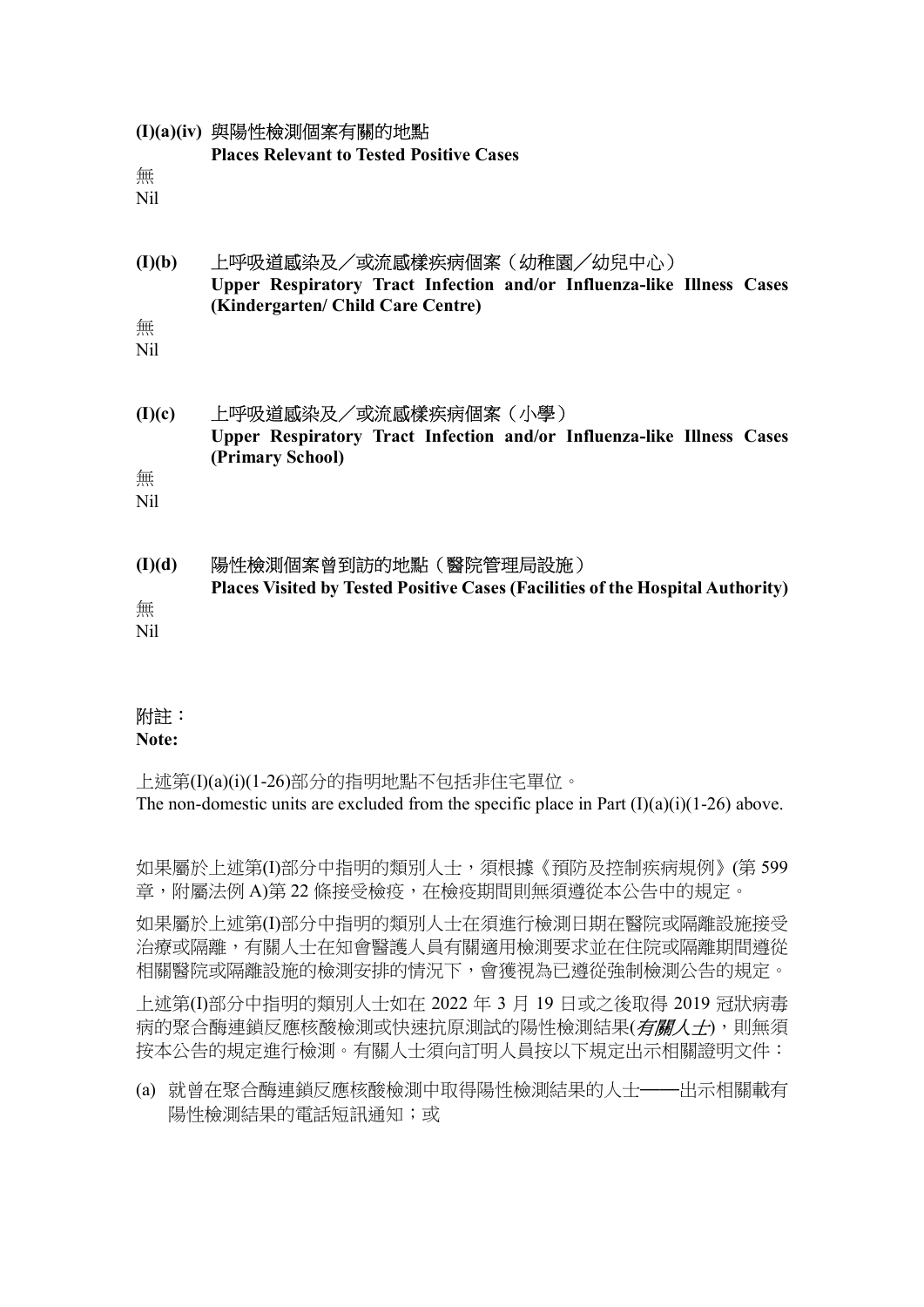**(I)(a)(iv)** 與陽性檢測個案有關的地點
**Places Relevant to Tested Positive Cases**

無
Nil

**(I)(b)** 上呼吸道感染及／或流感樣疾病個案（幼稚園／幼兒中心）
**Upper Respiratory Tract Infection and/or Influenza-like Illness Cases (Kindergarten/ Child Care Centre)**

無
Nil

**(I)(c)** 上呼吸道感染及／或流感樣疾病個案（小學）
**Upper Respiratory Tract Infection and/or Influenza-like Illness Cases (Primary School)**

無
Nil

**(I)(d)** 陽性檢測個案曾到訪的地點（醫院管理局設施）
**Places Visited by Tested Positive Cases (Facilities of the Hospital Authority)**

無
Nil

附註：
**Note:**

上述第(I)(a)(i)(1-26)部分的指明地點不包括非住宅單位。
The non-domestic units are excluded from the specific place in Part (I)(a)(i)(1-26) above.

如果屬於上述第(I)部分中指明的類別人士，須根據《預防及控制疾病規例》(第 599 章，附屬法例 A)第 22 條接受檢疫，在檢疫期間則無須遵從本公告中的規定。

如果屬於上述第(I)部分中指明的類別人士在須進行檢測日期在醫院或隔離設施接受治療或隔離，有關人士在知會醫護人員有關適用檢測要求並在住院或隔離期間遵從相關醫院或隔離設施的檢測安排的情況下，會獲視為已遵從強制檢測公告的規定。

上述第(I)部分中指明的類別人士如在 2022 年 3 月 19 日或之後取得 2019 冠狀病毒病的聚合酶連鎖反應核酸檢測或快速抗原測試的陽性檢測結果(*有關人士*)，則無須按本公告的規定進行檢測。有關人士須向訂明人員按以下規定出示相關證明文件：

(a) 就曾在聚合酶連鎖反應核酸檢測中取得陽性檢測結果的人士——出示相關載有陽性檢測結果的電話短訊通知；或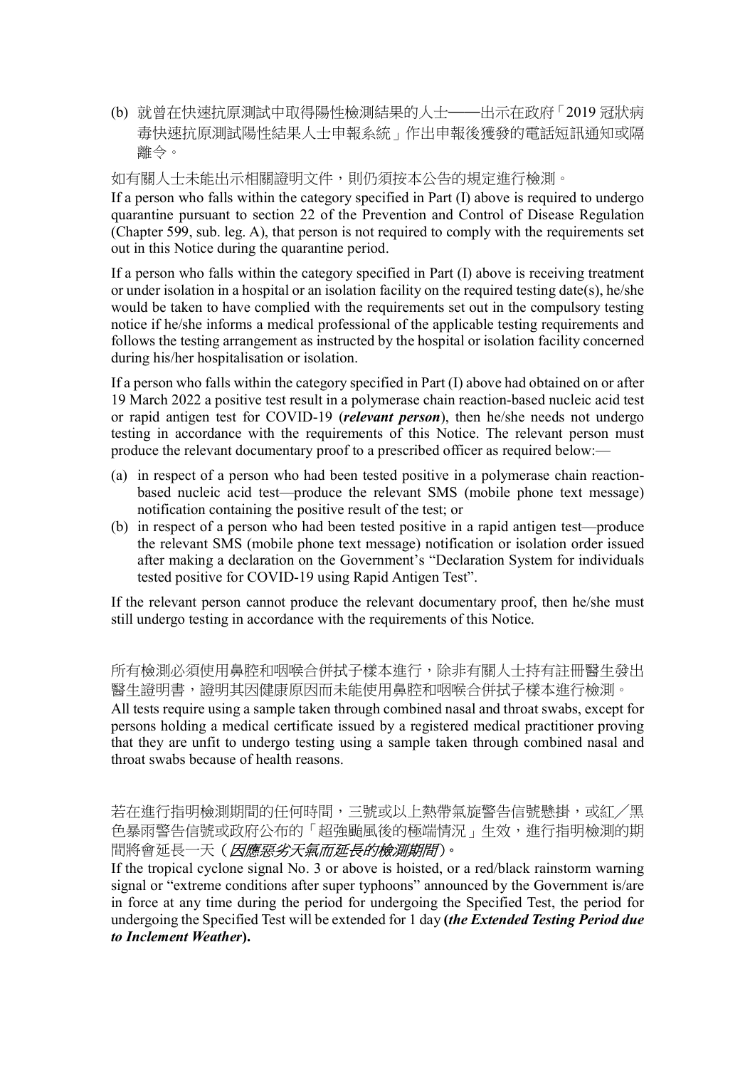(b) 就曾在快速抗原測試中取得陽性檢測結果的人士——出示在政府「2019 冠狀病毒快速抗原測試陽性結果人士申報系統」作出申報後獲發的電話短訊通知或隔離令。

如有關人士未能出示相關證明文件，則仍須按本公告的規定進行檢測。

If a person who falls within the category specified in Part (I) above is required to undergo quarantine pursuant to section 22 of the Prevention and Control of Disease Regulation (Chapter 599, sub. leg. A), that person is not required to comply with the requirements set out in this Notice during the quarantine period.

If a person who falls within the category specified in Part (I) above is receiving treatment or under isolation in a hospital or an isolation facility on the required testing date(s), he/she would be taken to have complied with the requirements set out in the compulsory testing notice if he/she informs a medical professional of the applicable testing requirements and follows the testing arrangement as instructed by the hospital or isolation facility concerned during his/her hospitalisation or isolation.

If a person who falls within the category specified in Part (I) above had obtained on or after 19 March 2022 a positive test result in a polymerase chain reaction-based nucleic acid test or rapid antigen test for COVID-19 (***relevant person***), then he/she needs not undergo testing in accordance with the requirements of this Notice. The relevant person must produce the relevant documentary proof to a prescribed officer as required below:—

(a) in respect of a person who had been tested positive in a polymerase chain reaction-based nucleic acid test—produce the relevant SMS (mobile phone text message) notification containing the positive result of the test; or
(b) in respect of a person who had been tested positive in a rapid antigen test—produce the relevant SMS (mobile phone text message) notification or isolation order issued after making a declaration on the Government's "Declaration System for individuals tested positive for COVID-19 using Rapid Antigen Test".

If the relevant person cannot produce the relevant documentary proof, then he/she must still undergo testing in accordance with the requirements of this Notice.

所有檢測必須使用鼻腔和咽喉合併拭子樣本進行，除非有關人士持有註冊醫生發出醫生證明書，證明其因健康原因而未能使用鼻腔和咽喉合併拭子樣本進行檢測。

All tests require using a sample taken through combined nasal and throat swabs, except for persons holding a medical certificate issued by a registered medical practitioner proving that they are unfit to undergo testing using a sample taken through combined nasal and throat swabs because of health reasons.

若在進行指明檢測期間的任何時間，三號或以上熱帶氣旋警告信號懸掛，或紅／黑色暴雨警告信號或政府公布的「超強颱風後的極端情況」生效，進行指明檢測的期間將會延長一天（*因應惡劣天氣而延長的檢測期間*）。

If the tropical cyclone signal No. 3 or above is hoisted, or a red/black rainstorm warning signal or "extreme conditions after super typhoons" announced by the Government is/are in force at any time during the period for undergoing the Specified Test, the period for undergoing the Specified Test will be extended for 1 day **(*the Extended Testing Period due to Inclement Weather*).**